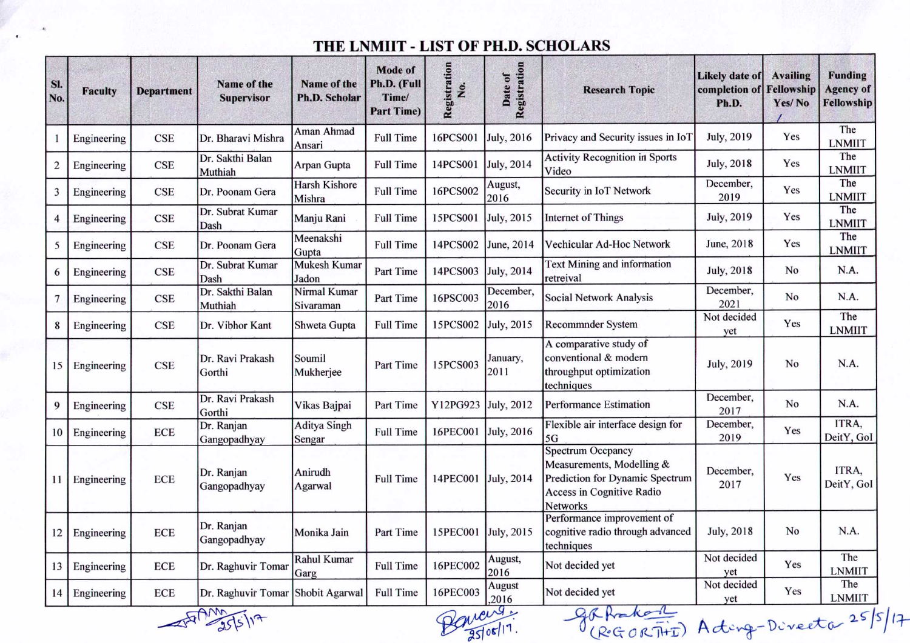# THE LNMIIT - LIST OF PH.D. SCHOLARS

| Sl. No. | Faculty | Department | Name of the Supervisor | Name of the Ph.D. Scholar | Mode of Ph.D. (Full Time/ Part Time) | Registration No. | Date of Registration | Research Topic | Likely date of completion of Ph.D. | Availing Fellowship Yes/ No | Funding Agency of Fellowship |
|---|---|---|---|---|---|---|---|---|---|---|---|
| 1 | Engineering | CSE | Dr. Bharavi Mishra | Aman Ahmad Ansari | Full Time | 16PCS001 | July, 2016 | Privacy and Security issues in IoT | July, 2019 | Yes | The LNMIIT |
| 2 | Engineering | CSE | Dr. Sakthi Balan Muthiah | Arpan Gupta | Full Time | 14PCS001 | July, 2014 | Activity Recognition in Sports Video | July, 2018 | Yes | The LNMIIT |
| 3 | Engineering | CSE | Dr. Poonam Gera | Harsh Kishore Mishra | Full Time | 16PCS002 | August, 2016 | Security in IoT Network | December, 2019 | Yes | The LNMIIT |
| 4 | Engineering | CSE | Dr. Subrat Kumar Dash | Manju Rani | Full Time | 15PCS001 | July, 2015 | Internet of Things | July, 2019 | Yes | The LNMIIT |
| 5 | Engineering | CSE | Dr. Poonam Gera | Meenakshi Gupta | Full Time | 14PCS002 | June, 2014 | Vechicular Ad-Hoc Network | June, 2018 | Yes | The LNMIIT |
| 6 | Engineering | CSE | Dr. Subrat Kumar Dash | Mukesh Kumar Jadon | Part Time | 14PCS003 | July, 2014 | Text Mining and information retreival | July, 2018 | No | N.A. |
| 7 | Engineering | CSE | Dr. Sakthi Balan Muthiah | Nirmal Kumar Sivaraman | Part Time | 16PSC003 | December, 2016 | Social Network Analysis | December, 2021 | No | N.A. |
| 8 | Engineering | CSE | Dr. Vibhor Kant | Shweta Gupta | Full Time | 15PCS002 | July, 2015 | Recommnder System | Not decided yet | Yes | The LNMIIT |
| 15 | Engineering | CSE | Dr. Ravi Prakash Gorthi | Soumil Mukherjee | Part Time | 15PCS003 | January, 2011 | A comparative study of conventional & modern throughput optimization techniques | July, 2019 | No | N.A. |
| 9 | Engineering | CSE | Dr. Ravi Prakash Gorthi | Vikas Bajpai | Part Time | Y12PG923 | July, 2012 | Performance Estimation | December, 2017 | No | N.A. |
| 10 | Engineering | ECE | Dr. Ranjan Gangopadhyay | Aditya Singh Sengar | Full Time | 16PEC001 | July, 2016 | Flexible air interface design for 5G | December, 2019 | Yes | ITRA, DeitY, GoI |
| 11 | Engineering | ECE | Dr. Ranjan Gangopadhyay | Anirudh Agarwal | Full Time | 14PEC001 | July, 2014 | Spectrum Occpancy Measurements, Modelling & Prediction for Dynamic Spectrum Access in Cognitive Radio Networks | December, 2017 | Yes | ITRA, DeitY, GoI |
| 12 | Engineering | ECE | Dr. Ranjan Gangopadhyay | Monika Jain | Part Time | 15PEC001 | July, 2015 | Performance improvement of cognitive radio through advanced techniques | July, 2018 | No | N.A. |
| 13 | Engineering | ECE | Dr. Raghuvir Tomar | Rahul Kumar Garg | Full Time | 16PEC002 | August, 2016 | Not decided yet | Not decided yet | Yes | The LNMIIT |
| 14 | Engineering | ECE | Dr. Raghuvir Tomar | Shobit Agarwal | Full Time | 16PEC003 | August ,2016 | Not decided yet | Not decided yet | Yes | The LNMIIT |

25/5/17 &nbsp;&nbsp;&nbsp; 25/05/17 &nbsp;&nbsp;&nbsp; (R.G. GORTHI) Acting-Director 25/5/17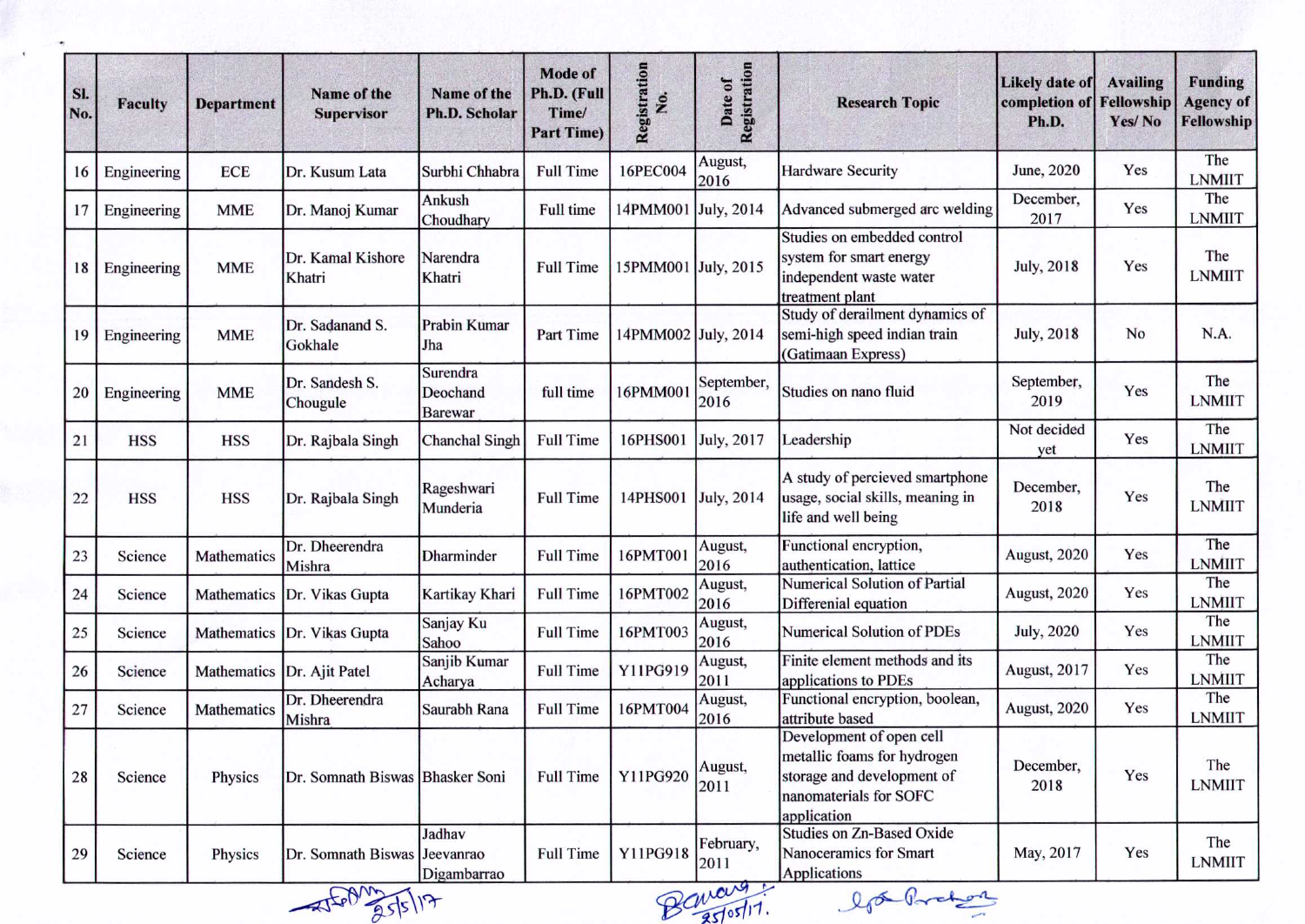| Sl. No. | Faculty | Department | Name of the Supervisor | Name of the Ph.D. Scholar | Mode of Ph.D. (Full Time/ Part Time) | Registration No. | Date of Registration | Research Topic | Likely date of completion of Ph.D. | Availing Fellowship Yes/ No | Funding Agency of Fellowship |
|---|---|---|---|---|---|---|---|---|---|---|---|
| 16 | Engineering | ECE | Dr. Kusum Lata | Surbhi Chhabra | Full Time | 16PEC004 | August, 2016 | Hardware Security | June, 2020 | Yes | The LNMIIT |
| 17 | Engineering | MME | Dr. Manoj Kumar | Ankush Choudhary | Full time | 14PMM001 | July, 2014 | Advanced submerged arc welding | December, 2017 | Yes | The LNMIIT |
| 18 | Engineering | MME | Dr. Kamal Kishore Khatri | Narendra Khatri | Full Time | 15PMM001 | July, 2015 | Studies on embedded control system for smart energy independent waste water treatment plant | July, 2018 | Yes | The LNMIIT |
| 19 | Engineering | MME | Dr. Sadanand S. Gokhale | Prabin Kumar Jha | Part Time | 14PMM002 | July, 2014 | Study of derailment dynamics of semi-high speed indian train (Gatimaan Express) | July, 2018 | No | N.A. |
| 20 | Engineering | MME | Dr. Sandesh S. Chougule | Surendra Deochand Barewar | full time | 16PMM001 | September, 2016 | Studies on nano fluid | September, 2019 | Yes | The LNMIIT |
| 21 | HSS | HSS | Dr. Rajbala Singh | Chanchal Singh | Full Time | 16PHS001 | July, 2017 | Leadership | Not decided yet | Yes | The LNMIIT |
| 22 | HSS | HSS | Dr. Rajbala Singh | Rageshwari Munderia | Full Time | 14PHS001 | July, 2014 | A study of percieved smartphone usage, social skills, meaning in life and well being | December, 2018 | Yes | The LNMIIT |
| 23 | Science | Mathematics | Dr. Dheerendra Mishra | Dharminder | Full Time | 16PMT001 | August, 2016 | Functional encryption, authentication, lattice | August, 2020 | Yes | The LNMIIT |
| 24 | Science | Mathematics | Dr. Vikas Gupta | Kartikay Khari | Full Time | 16PMT002 | August, 2016 | Numerical Solution of Partial Differential equation | August, 2020 | Yes | The LNMIIT |
| 25 | Science | Mathematics | Dr. Vikas Gupta | Sanjay Ku Sahoo | Full Time | 16PMT003 | August, 2016 | Numerical Solution of PDEs | July, 2020 | Yes | The LNMIIT |
| 26 | Science | Mathematics | Dr. Ajit Patel | Sanjib Kumar Acharya | Full Time | Y11PG919 | August, 2011 | Finite element methods and its applications to PDEs | August, 2017 | Yes | The LNMIIT |
| 27 | Science | Mathematics | Dr. Dheerendra Mishra | Saurabh Rana | Full Time | 16PMT004 | August, 2016 | Functional encryption, boolean, attribute based | August, 2020 | Yes | The LNMIIT |
| 28 | Science | Physics | Dr. Somnath Biswas | Bhasker Soni | Full Time | Y11PG920 | August, 2011 | Development of open cell metallic foams for hydrogen storage and development of nanomaterials for SOFC application | December, 2018 | Yes | The LNMIIT |
| 29 | Science | Physics | Dr. Somnath Biswas | Jadhav Jeevanrao Digambarrao | Full Time | Y11PG918 | February, 2011 | Studies on Zn-Based Oxide Nanoceramics for Smart Applications | May, 2017 | Yes | The LNMIIT |

25/5/17 25/05/17.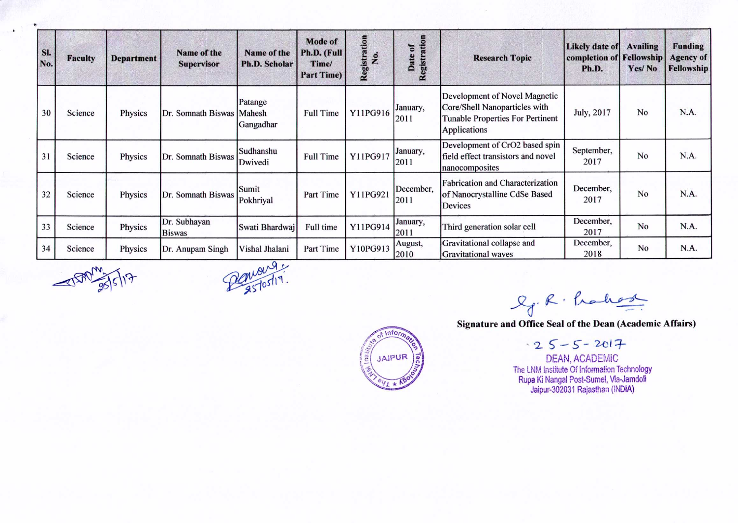| Sl. No. | Faculty | Department | Name of the Supervisor | Name of the Ph.D. Scholar | Mode of Ph.D. (Full Time/ Part Time) | Registration No. | Date of Registration | Research Topic | Likely date of completion of Ph.D. | Availing Fellowship Yes/ No | Funding Agency of Fellowship |
|---|---|---|---|---|---|---|---|---|---|---|---|
| 30 | Science | Physics | Dr. Somnath Biswas | Patange Mahesh Gangadhar | Full Time | Y11PG916 | January, 2011 | Development of Novel Magnetic Core/Shell Nanoparticles with Tunable Properties For Pertinent Applications | July, 2017 | No | N.A. |
| 31 | Science | Physics | Dr. Somnath Biswas | Sudhanshu Dwivedi | Full Time | Y11PG917 | January, 2011 | Development of CrO2 based spin field effect transistors and novel nanocomposites | September, 2017 | No | N.A. |
| 32 | Science | Physics | Dr. Somnath Biswas | Sumit Pokhriyal | Part Time | Y11PG921 | December, 2011 | Fabrication and Characterization of Nanocrystalline CdSe Based Devices | December, 2017 | No | N.A. |
| 33 | Science | Physics | Dr. Subhayan Biswas | Swati Bhardwaj | Full time | Y11PG914 | January, 2011 | Third generation solar cell | December, 2017 | No | N.A. |
| 34 | Science | Physics | Dr. Anupam Singh | Vishal Jhalani | Part Time | Y10PG913 | August, 2010 | Gravitational collapse and Gravitational waves | December, 2018 | No | N.A. |

25/5/17

25/05/17.

**Signature and Office Seal of the Dean (Academic Affairs)**

25-5-2017

DEAN, ACADEMIC
The LNM Institute Of Information Technology
Rupa Ki Nangal Post-Sumel, Via-Jamdoli
Jaipur-302031 Rajasthan (INDIA)

The LNM Institute of Information Technology JAIPUR